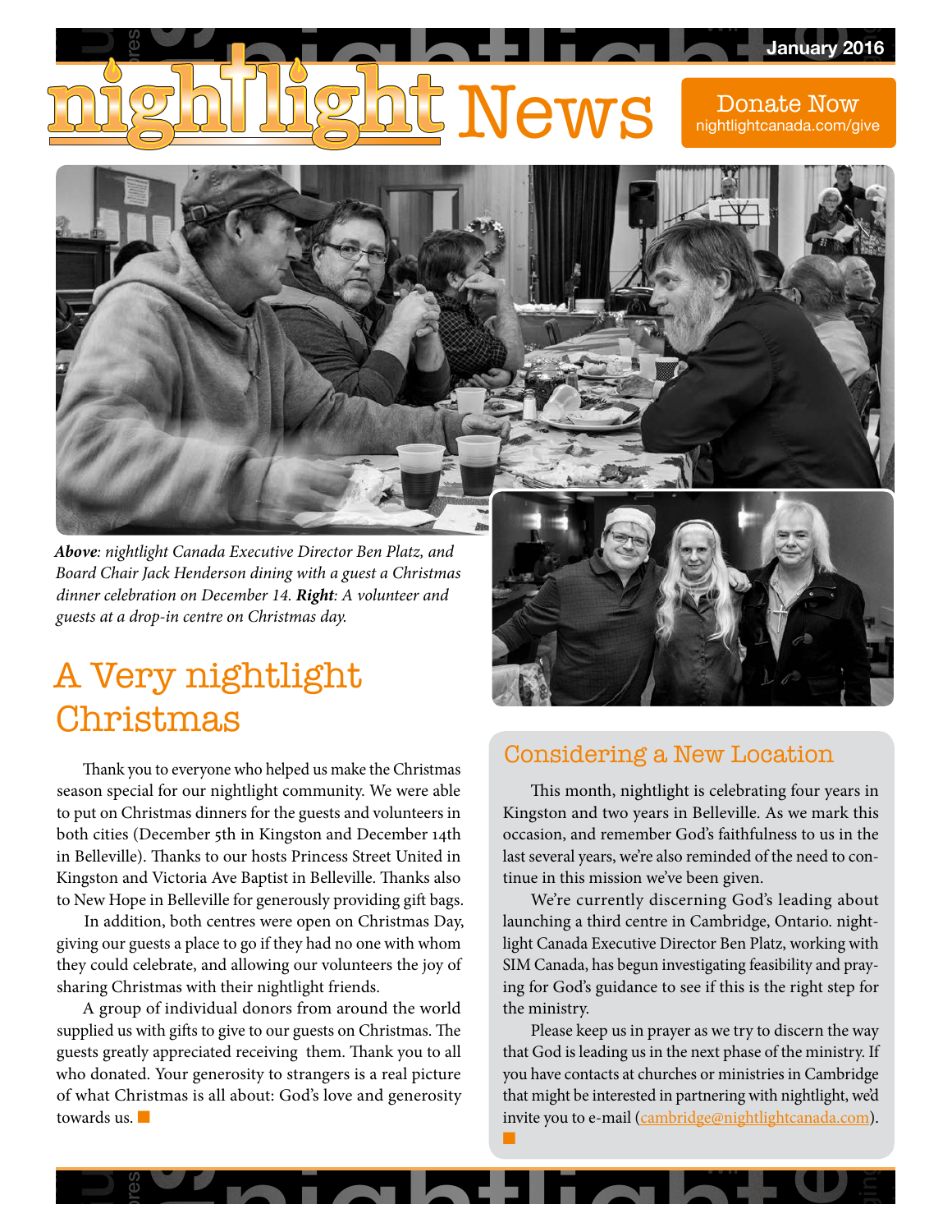January 2016

# nightlight News

Donate Now
nightlightcanada.com/give

***Above***: *nightlight Canada Executive Director Ben Platz, and Board Chair Jack Henderson dining with a guest a Christmas dinner celebration on December 14.* ***Right***: *A volunteer and guests at a drop-in centre on Christmas day.*

## A Very nightlight Christmas

Thank you to everyone who helped us make the Christmas season special for our nightlight community. We were able to put on Christmas dinners for the guests and volunteers in both cities (December 5th in Kingston and December 14th in Belleville). Thanks to our hosts Princess Street United in Kingston and Victoria Ave Baptist in Belleville. Thanks also to New Hope in Belleville for generously providing gift bags.

In addition, both centres were open on Christmas Day, giving our guests a place to go if they had no one with whom they could celebrate, and allowing our volunteers the joy of sharing Christmas with their nightlight friends.

A group of individual donors from around the world supplied us with gifts to give to our guests on Christmas. The guests greatly appreciated receiving them. Thank you to all who donated. Your generosity to strangers is a real picture of what Christmas is all about: God's love and generosity towards us. ■

## Considering a New Location

This month, nightlight is celebrating four years in Kingston and two years in Belleville. As we mark this occasion, and remember God's faithfulness to us in the last several years, we're also reminded of the need to continue in this mission we've been given.

We're currently discerning God's leading about launching a third centre in Cambridge, Ontario. nightlight Canada Executive Director Ben Platz, working with SIM Canada, has begun investigating feasibility and praying for God's guidance to see if this is the right step for the ministry.

Please keep us in prayer as we try to discern the way that God is leading us in the next phase of the ministry. If you have contacts at churches or ministries in Cambridge that might be interested in partnering with nightlight, we'd invite you to e-mail (cambridge@nightlightcanada.com). ■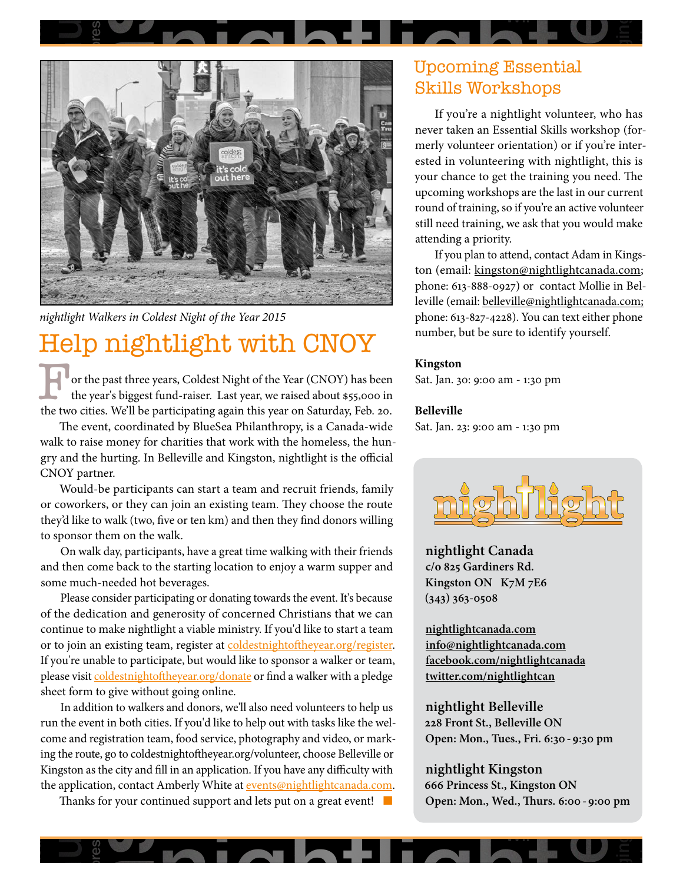*nightlight Walkers in Coldest Night of the Year 2015*

# Help nightlight with CNOY

For the past three years, Coldest Night of the Year (CNOY) has been the year's biggest fund-raiser. Last year, we raised about $55,000 in the two cities. We'll be participating again this year on Saturday, Feb. 20.

The event, coordinated by BlueSea Philanthropy, is a Canada-wide walk to raise money for charities that work with the homeless, the hungry and the hurting. In Belleville and Kingston, nightlight is the official CNOY partner.

Would-be participants can start a team and recruit friends, family or coworkers, or they can join an existing team. They choose the route they'd like to walk (two, five or ten km) and then they find donors willing to sponsor them on the walk.

On walk day, participants, have a great time walking with their friends and then come back to the starting location to enjoy a warm supper and some much-needed hot beverages.

Please consider participating or donating towards the event. It's because of the dedication and generosity of concerned Christians that we can continue to make nightlight a viable ministry. If you'd like to start a team or to join an existing team, register at coldestnightoftheyear.org/register. If you're unable to participate, but would like to sponsor a walker or team, please visit coldestnightoftheyear.org/donate or find a walker with a pledge sheet form to give without going online.

In addition to walkers and donors, we'll also need volunteers to help us run the event in both cities. If you'd like to help out with tasks like the welcome and registration team, food service, photography and video, or marking the route, go to coldestnightoftheyear.org/volunteer, choose Belleville or Kingston as the city and fill in an application. If you have any difficulty with the application, contact Amberly White at events@nightlightcanada.com.

Thanks for your continued support and lets put on a great event!

## Upcoming Essential Skills Workshops

If you're a nightlight volunteer, who has never taken an Essential Skills workshop (formerly volunteer orientation) or if you're interested in volunteering with nightlight, this is your chance to get the training you need. The upcoming workshops are the last in our current round of training, so if you're an active volunteer still need training, we ask that you would make attending a priority.

If you plan to attend, contact Adam in Kingston (email: kingston@nightlightcanada.com; phone: 613-888-0927) or contact Mollie in Belleville (email: belleville@nightlightcanada.com; phone: 613-827-4228). You can text either phone number, but be sure to identify yourself.

**Kingston**
Sat. Jan. 30: 9:00 am - 1:30 pm

**Belleville**
Sat. Jan. 23: 9:00 am - 1:30 pm

nightlight

**nightlight Canada**
**c/o 825 Gardiners Rd.**
**Kingston ON K7M 7E6**
**(343) 363-0508**

**nightlightcanada.com**
**info@nightlightcanada.com**
**facebook.com/nightlightcanada**
**twitter.com/nightlightcan**

**nightlight Belleville**
**228 Front St., Belleville ON**
**Open: Mon., Tues., Fri. 6:30 - 9:30 pm**

**nightlight Kingston**
**666 Princess St., Kingston ON**
**Open: Mon., Wed., Thurs. 6:00 - 9:00 pm**